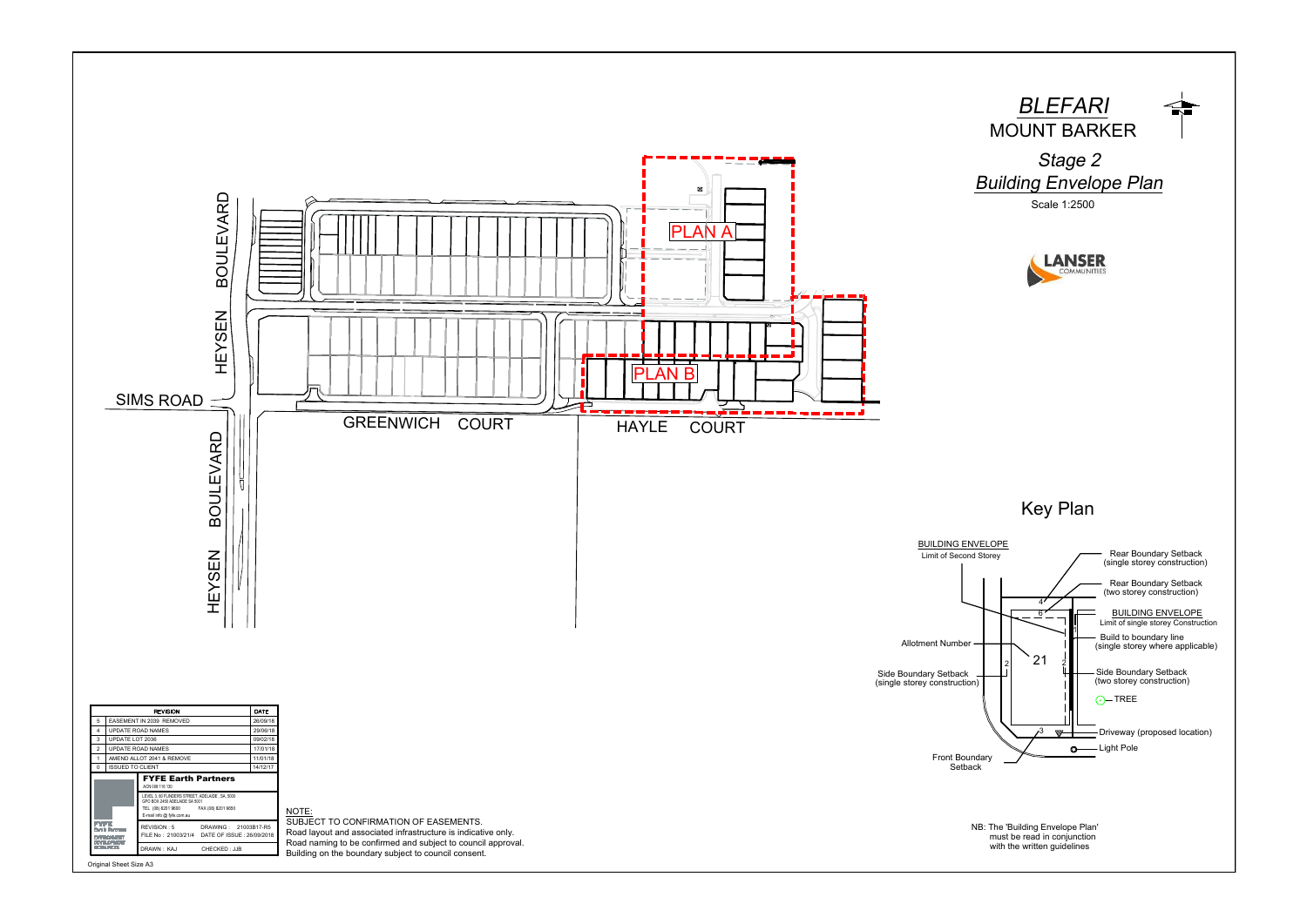# *BLEFARI*

## MOUNT BARKER

### *Stage 2*
### *Building Envelope Plan*

Scale 1:2500

LANSER COMMUNITIES

HEYSEN BOULEVARD

SIMS ROAD

GREENWICH COURT

HAYLE COURT

PLAN A

PLAN B

## Key Plan

BUILDING ENVELOPE
Limit of Second Storey

Allotment Number

Side Boundary Setback (single storey construction)

Front Boundary Setback

Rear Boundary Setback (single storey construction)

Rear Boundary Setback (two storey construction)

BUILDING ENVELOPE
Limit of single storey Construction

Build to boundary line (single storey where applicable)

Side Boundary Setback (two storey construction)

TREE

Driveway (proposed location)

Light Pole

NB: The 'Building Envelope Plan' must be read in conjunction with the written guidelines

| | REVISION | DATE |
|---|---|---|
| 5 | EASEMENT IN 2039 REMOVED | 26/09/18 |
| 4 | UPDATE ROAD NAMES | 29/06/18 |
| 3 | UPDATE LOT 2036 | 09/02/18 |
| 2 | UPDATE ROAD NAMES | 17/01/18 |
| 1 | AMEND ALLOT 2041 & REMOVE | 11/01/18 |
| 0 | ISSUED TO CLIENT | 14/12/17 |

**FYFE Earth Partners**
ACN 008 116 130
LEVEL 3, 80 FLINDERS STREET, ADELAIDE, SA, 5000
GPO BOX 2450 ADELAIDE SA 5001
TEL (08) 8201 9600 FAX (08) 8201 9650
E-mail info@fyfe.com.au

REVISION : 5 DRAWING : 21003B17-R5
FILE No : 21003/21/4 DATE OF ISSUE : 26/09/2018
DRAWN : KAJ CHECKED : JJB

Original Sheet Size A3

NOTE:
SUBJECT TO CONFIRMATION OF EASEMENTS.
Road layout and associated infrastructure is indicative only.
Road naming to be confirmed and subject to council approval.
Building on the boundary subject to council consent.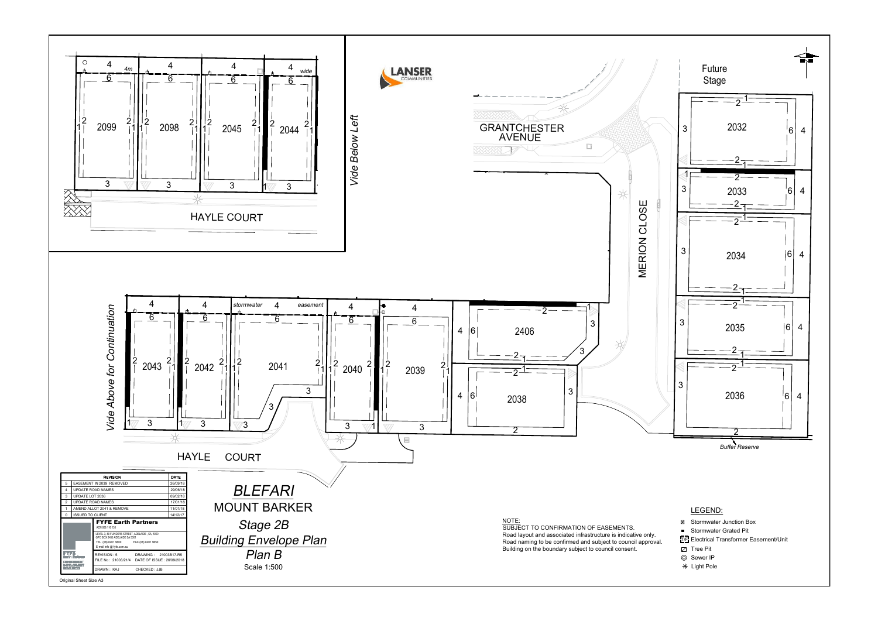# BLEFARI

## MOUNT BARKER

### Stage 2B

### Building Envelope Plan

### Plan B

Scale 1:500

LANSER COMMUNITIES

Vide Below Left

Vide Above for Continuation

GRANTCHESTER AVENUE

MERION CLOSE

HAYLE COURT

Future Stage

Buffer Reserve

4m wide

stormwater easement

Lots: 2099, 2098, 2045, 2044, 2043, 2042, 2041, 2040, 2039, 2406, 2038, 2032, 2033, 2034, 2035, 2036

NOTE:
SUBJECT TO CONFIRMATION OF EASEMENTS.
Road layout and associated infrastructure is indicative only.
Road naming to be confirmed and subject to council approval.
Building on the boundary subject to council consent.

LEGEND:
- Stormwater Junction Box
- Stormwater Grated Pit
- Electrical Transformer Easement/Unit
- Tree Pit
- Sewer IP
- Light Pole

| | REVISION | DATE |
|---|---|---|
| 5 | EASEMENT IN 2039 REMOVED | 26/09/18 |
| 4 | UPDATE ROAD NAMES | 29/06/18 |
| 3 | UPDATE LOT 2036 | 09/02/18 |
| 2 | UPDATE ROAD NAMES | 17/01/18 |
| 1 | AMEND ALLOT 2041 & REMOVE | 11/01/18 |
| 0 | ISSUED TO CLIENT | 14/12/17 |

**FYFE Earth Partners**
ACN 008 116 130
LEVEL 3, 80 FLINDERS STREET, ADELAIDE, SA, 5000
GPO BOX 2450 ADELAIDE SA 5001
TEL (08) 8201 9600 FAX (08) 8201 9650
E-mail info @ fyfe.com.au

REVISION : 5 DRAWING : 21003B17-R5
FILE No : 21003/21/4 DATE OF ISSUE : 26/09/2018
DRAWN : KAJ CHECKED : JJB

Original Sheet Size A3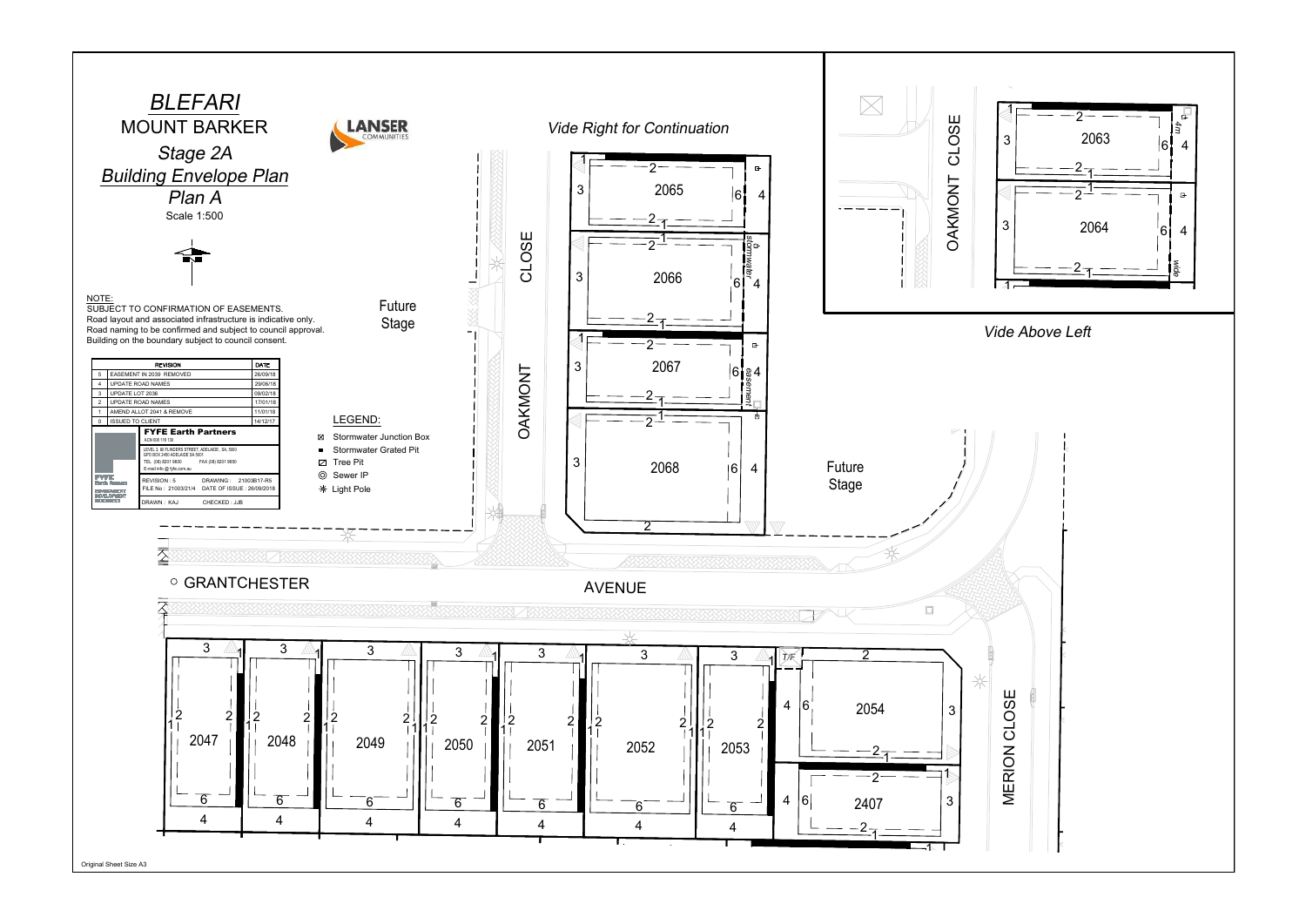# *BLEFARI*

## MOUNT BARKER

### *Stage 2A*

### *Building Envelope Plan*

### *Plan A*

Scale 1:500

LANSER COMMUNITIES

NOTE:
SUBJECT TO CONFIRMATION OF EASEMENTS.
Road layout and associated infrastructure is indicative only.
Road naming to be confirmed and subject to council approval.
Building on the boundary subject to council consent.

| | REVISION | DATE |
|---|---|---|
| 5 | EASEMENT IN 2039 REMOVED | 26/09/18 |
| 4 | UPDATE ROAD NAMES | 29/06/18 |
| 3 | UPDATE LOT 2036 | 09/02/18 |
| 2 | UPDATE ROAD NAMES | 17/01/18 |
| 1 | AMEND ALLOT 2041 & REMOVE | 11/01/18 |
| 0 | ISSUED TO CLIENT | 14/12/17 |

**FYFE Earth Partners**
ACN 008 116 130
LEVEL 3, 80 FLINDERS STREET, ADELAIDE, SA, 5000
GPO BOX 2450 ADELAIDE SA 5001
TEL (08) 8201 9600 FAX (08) 8201 9650
E-mail info @ fyfe.com.au

REVISION : 5 DRAWING : 21003B17-R5
FILE No : 21003/21/4 DATE OF ISSUE : 26/09/2018
DRAWN : KAJ CHECKED : JJB

LEGEND:
- Stormwater Junction Box
- Stormwater Grated Pit
- Tree Pit
- Sewer IP
- Light Pole

*Vide Right for Continuation*

*Vide Above Left*

Future Stage

Future Stage

OAKMONT CLOSE

GRANTCHESTER AVENUE

MERION CLOSE

Lots: 2063, 2064, 2065, 2066, 2067, 2068, 2047, 2048, 2049, 2050, 2051, 2052, 2053, 2054, 2407

stormwater easement 4m wide

T/F

Original Sheet Size A3